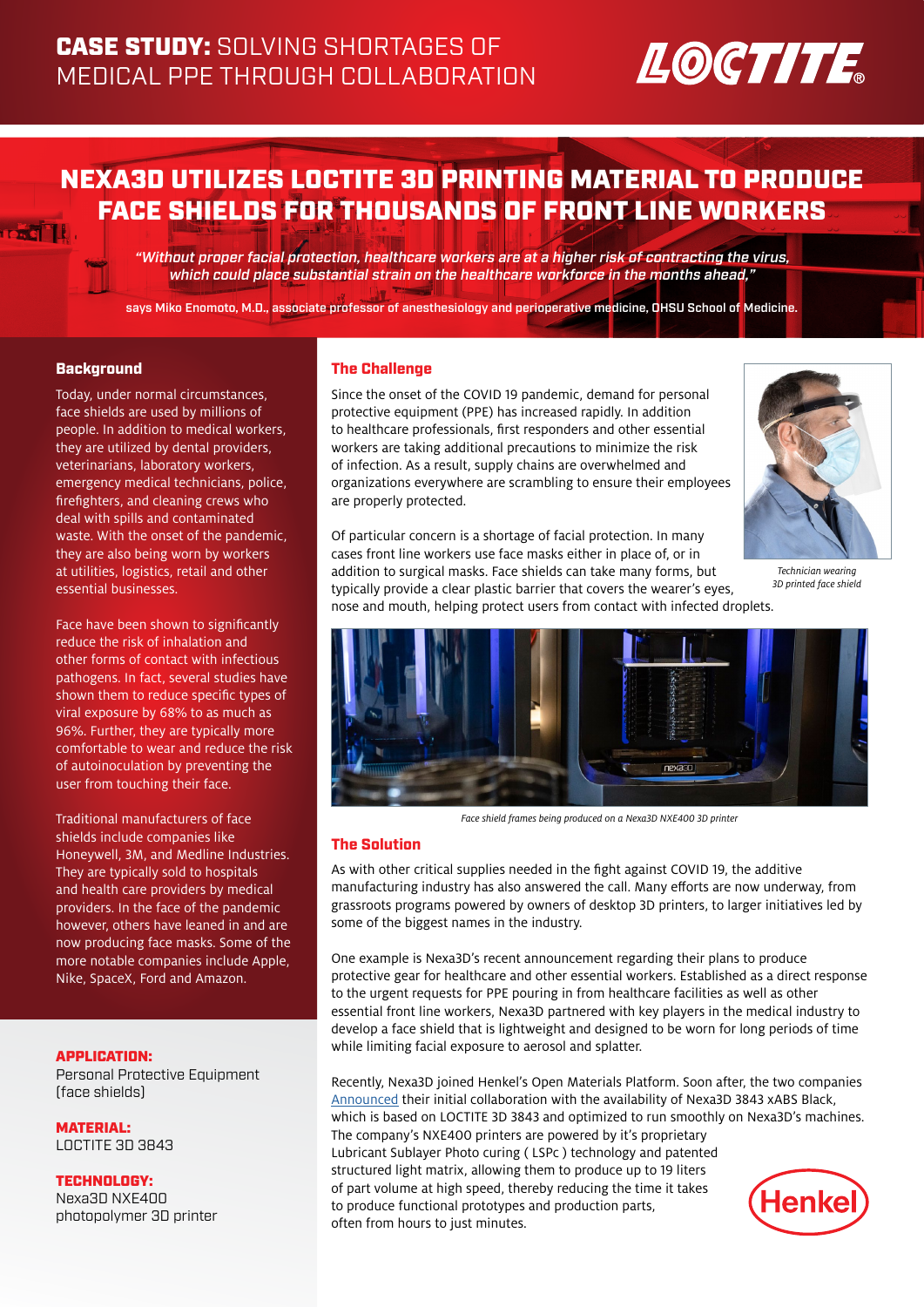# CASE STUDY: SOLVING SHORTAGES OF MEDICAL PPE THROUGH COLLABORATION

## NEXA3D UTILIZES LOCTITE 3D PRINTING MATERIAL TO PRODUCE FACE SHIELDS FOR THOUSANDS OF FRONT LINE WORKERS

*"Without proper facial protection, healthcare workers are at a higher risk of contracting the virus, which could place substantial strain on the healthcare workforce in the months ahead,"*

says Miko Enomoto, M.D., associate professor of anesthesiology and perioperative medicine, OHSU School of Medicine.

### Background

Today, under normal circumstances, face shields are used by millions of people. In addition to medical workers, they are utilized by dental providers, veterinarians, laboratory workers, emergency medical technicians, police, firefighters, and cleaning crews who deal with spills and contaminated waste. With the onset of the pandemic, they are also being worn by workers at utilities, logistics, retail and other essential businesses.

Face have been shown to significantly reduce the risk of inhalation and other forms of contact with infectious pathogens. In fact, several studies have shown them to reduce specific types of viral exposure by 68% to as much as 96%. Further, they are typically more comfortable to wear and reduce the risk of autoinoculation by preventing the user from touching their face.

Traditional manufacturers of face shields include companies like Honeywell, 3M, and Medline Industries. They are typically sold to hospitals and health care providers by medical providers. In the face of the pandemic however, others have leaned in and are now producing face masks. Some of the more notable companies include Apple, Nike, SpaceX, Ford and Amazon.

**APPLICATION:**
Personal Protective Equipment (face shields)

**MATERIAL:**
LOCTITE 3D 3843

**TECHNOLOGY:**
Nexa3D NXE400 photopolymer 3D printer

### The Challenge

Since the onset of the COVID 19 pandemic, demand for personal protective equipment (PPE) has increased rapidly. In addition to healthcare professionals, first responders and other essential workers are taking additional precautions to minimize the risk of infection. As a result, supply chains are overwhelmed and organizations everywhere are scrambling to ensure their employees are properly protected.

Of particular concern is a shortage of facial protection. In many cases front line workers use face masks either in place of, or in addition to surgical masks. Face shields can take many forms, but typically provide a clear plastic barrier that covers the wearer's eyes, nose and mouth, helping protect users from contact with infected droplets.

*Technician wearing 3D printed face shield*

*Face shield frames being produced on a Nexa3D NXE400 3D printer*

### The Solution

As with other critical supplies needed in the fight against COVID 19, the additive manufacturing industry has also answered the call. Many efforts are now underway, from grassroots programs powered by owners of desktop 3D printers, to larger initiatives led by some of the biggest names in the industry.

One example is Nexa3D's recent announcement regarding their plans to produce protective gear for healthcare and other essential workers. Established as a direct response to the urgent requests for PPE pouring in from healthcare facilities as well as other essential front line workers, Nexa3D partnered with key players in the medical industry to develop a face shield that is lightweight and designed to be worn for long periods of time while limiting facial exposure to aerosol and splatter.

Recently, Nexa3D joined Henkel's Open Materials Platform. Soon after, the two companies Announced their initial collaboration with the availability of Nexa3D 3843 xABS Black, which is based on LOCTITE 3D 3843 and optimized to run smoothly on Nexa3D's machines. The company's NXE400 printers are powered by it's proprietary Lubricant Sublayer Photo curing ( LSPc ) technology and patented structured light matrix, allowing them to produce up to 19 liters of part volume at high speed, thereby reducing the time it takes to produce functional prototypes and production parts, often from hours to just minutes.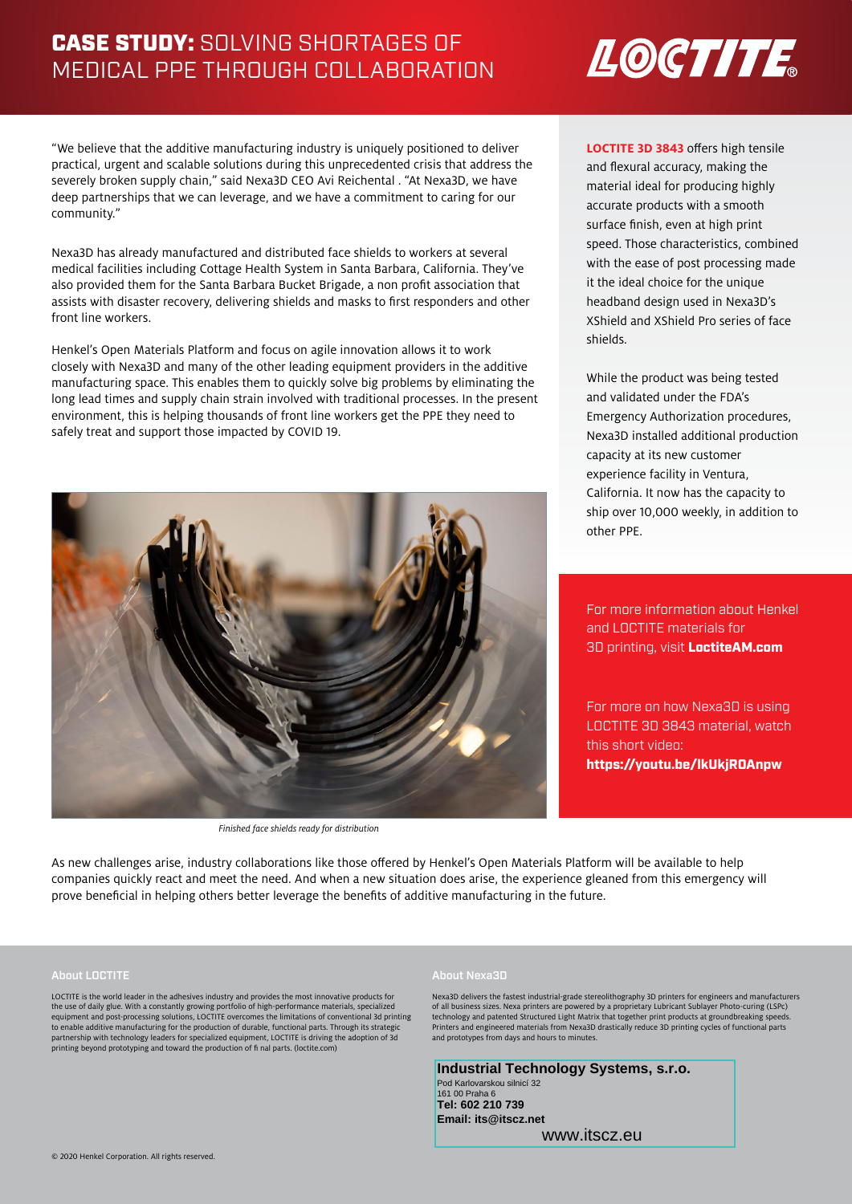# **CASE STUDY:** SOLVING SHORTAGES OF MEDICAL PPE THROUGH COLLABORATION

LOCTITE

"We believe that the additive manufacturing industry is uniquely positioned to deliver practical, urgent and scalable solutions during this unprecedented crisis that address the severely broken supply chain," said Nexa3D CEO Avi Reichental . "At Nexa3D, we have deep partnerships that we can leverage, and we have a commitment to caring for our community."

Nexa3D has already manufactured and distributed face shields to workers at several medical facilities including Cottage Health System in Santa Barbara, California. They've also provided them for the Santa Barbara Bucket Brigade, a non profit association that assists with disaster recovery, delivering shields and masks to first responders and other front line workers.

Henkel's Open Materials Platform and focus on agile innovation allows it to work closely with Nexa3D and many of the other leading equipment providers in the additive manufacturing space. This enables them to quickly solve big problems by eliminating the long lead times and supply chain strain involved with traditional processes. In the present environment, this is helping thousands of front line workers get the PPE they need to safely treat and support those impacted by COVID 19.

*Finished face shields ready for distribution*

**LOCTITE 3D 3843** offers high tensile and flexural accuracy, making the material ideal for producing highly accurate products with a smooth surface finish, even at high print speed. Those characteristics, combined with the ease of post processing made it the ideal choice for the unique headband design used in Nexa3D's XShield and XShield Pro series of face shields.

While the product was being tested and validated under the FDA's Emergency Authorization procedures, Nexa3D installed additional production capacity at its new customer experience facility in Ventura, California. It now has the capacity to ship over 10,000 weekly, in addition to other PPE.

For more information about Henkel and LOCTITE materials for 3D printing, visit **LoctiteAM.com**

For more on how Nexa3D is using LOCTITE 3D 3843 material, watch this short video: **https://youtu.be/IkUkjROAnpw**

As new challenges arise, industry collaborations like those offered by Henkel's Open Materials Platform will be available to help companies quickly react and meet the need. And when a new situation does arise, the experience gleaned from this emergency will prove beneficial in helping others better leverage the benefits of additive manufacturing in the future.

### About LOCTITE

LOCTITE is the world leader in the adhesives industry and provides the most innovative products for the use of daily glue. With a constantly growing portfolio of high-performance materials, specialized equipment and post-processing solutions, LOCTITE overcomes the limitations of conventional 3d printing to enable additive manufacturing for the production of durable, functional parts. Through its strategic partnership with technology leaders for specialized equipment, LOCTITE is driving the adoption of 3d printing beyond prototyping and toward the production of fi nal parts. (loctite.com)

### About Nexa3D

Nexa3D delivers the fastest industrial-grade stereolithography 3D printers for engineers and manufacturers of all business sizes. Nexa printers are powered by a proprietary Lubricant Sublayer Photo-curing (LSPc) technology and patented Structured Light Matrix that together print products at groundbreaking speeds. Printers and engineered materials from Nexa3D drastically reduce 3D printing cycles of functional parts and prototypes from days and hours to minutes.

**Industrial Technology Systems, s.r.o.**
Pod Karlovarskou silnicí 32
161 00 Praha 6
**Tel: 602 210 739**
**Email: its@itscz.net**
www.itscz.eu

© 2020 Henkel Corporation. All rights reserved.